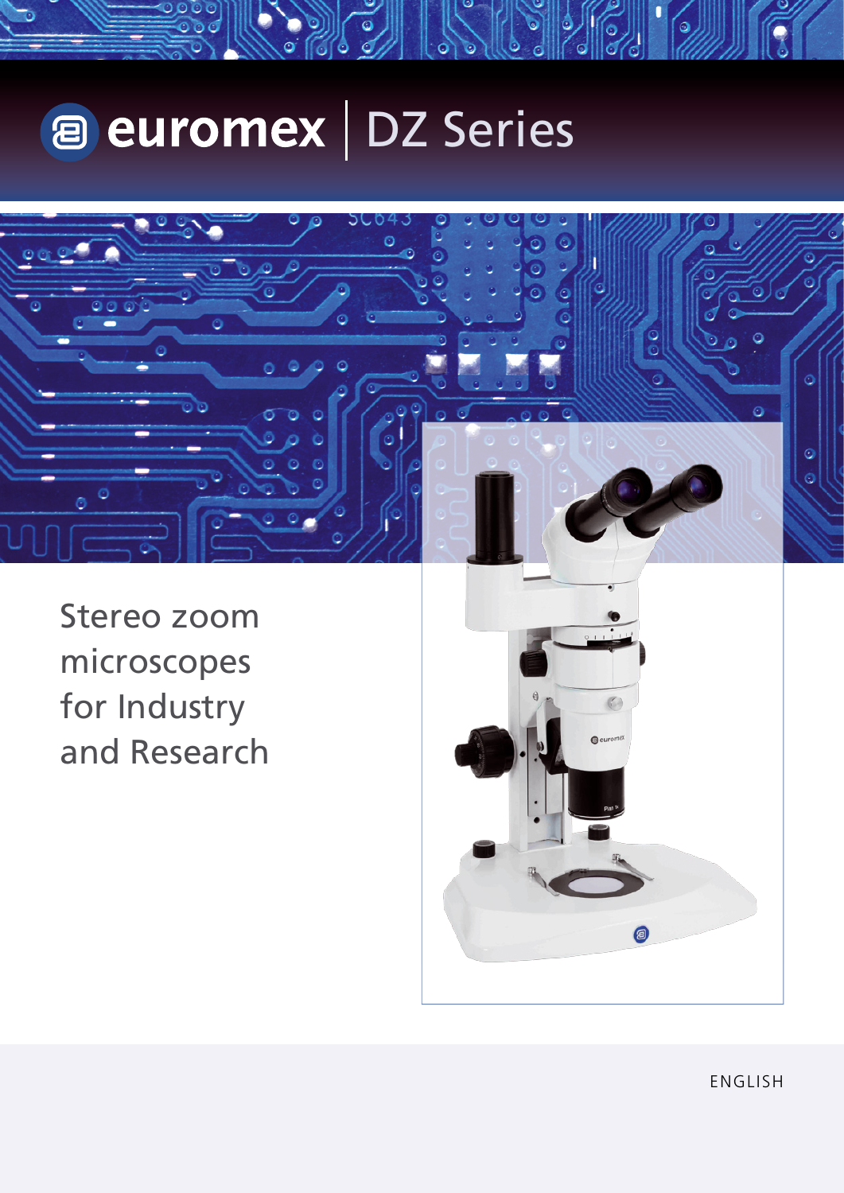# euromex | DZ Series

Stereo zoom microscopes for Industry and Research

ENGLISH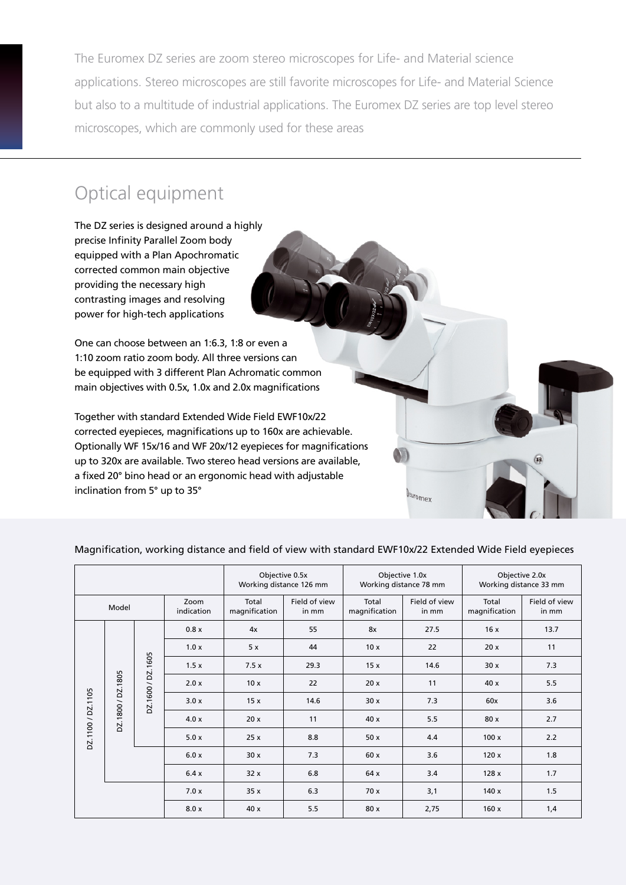The Euromex DZ series are zoom stereo microscopes for Life- and Material science applications. Stereo microscopes are still favorite microscopes for Life- and Material Science but also to a multitude of industrial applications. The Euromex DZ series are top level stereo microscopes, which are commonly used for these areas

## Optical equipment

The DZ series is designed around a highly precise Infinity Parallel Zoom body equipped with a Plan Apochromatic corrected common main objective providing the necessary high contrasting images and resolving power for high-tech applications

One can choose between an 1:6.3, 1:8 or even a 1:10 zoom ratio zoom body. All three versions can be equipped with 3 different Plan Achromatic common main objectives with 0.5x, 1.0x and 2.0x magnifications

Together with standard Extended Wide Field EWF10x/22 corrected eyepieces, magnifications up to 160x are achievable. Optionally WF 15x/16 and WF 20x/12 eyepieces for magnifications up to 320x are available. Two stereo head versions are available, a fixed 20° bino head or an ergonomic head with adjustable inclination from 5° up to 35°

Magnification, working distance and field of view with standard EWF10x/22 Extended Wide Field eyepieces

| Model | | | Zoom indication | Objective 0.5x Working distance 126 mm | | Objective 1.0x Working distance 78 mm | | Objective 2.0x Working distance 33 mm | |
|---|---|---|---|---|---|---|---|---|---|
| | | | | Total magnification | Field of view in mm | Total magnification | Field of view in mm | Total magnification | Field of view in mm |
| DZ.1100 / DZ.1105 | DZ.1800 / DZ.1805 | DZ.1600 / DZ.1605 | 0.8 x | 4x | 55 | 8x | 27.5 | 16 x | 13.7 |
| | | | 1.0 x | 5 x | 44 | 10 x | 22 | 20 x | 11 |
| | | | 1.5 x | 7.5 x | 29.3 | 15 x | 14.6 | 30 x | 7.3 |
| | | | 2.0 x | 10 x | 22 | 20 x | 11 | 40 x | 5.5 |
| | | | 3.0 x | 15 x | 14.6 | 30 x | 7.3 | 60x | 3.6 |
| | | | 4.0 x | 20 x | 11 | 40 x | 5.5 | 80 x | 2.7 |
| | | | 5.0 x | 25 x | 8.8 | 50 x | 4.4 | 100 x | 2.2 |
| | | | 6.0 x | 30 x | 7.3 | 60 x | 3.6 | 120 x | 1.8 |
| | | | 6.4 x | 32 x | 6.8 | 64 x | 3.4 | 128 x | 1.7 |
| | | | 7.0 x | 35 x | 6.3 | 70 x | 3,1 | 140 x | 1.5 |
| | | | 8.0 x | 40 x | 5.5 | 80 x | 2,75 | 160 x | 1,4 |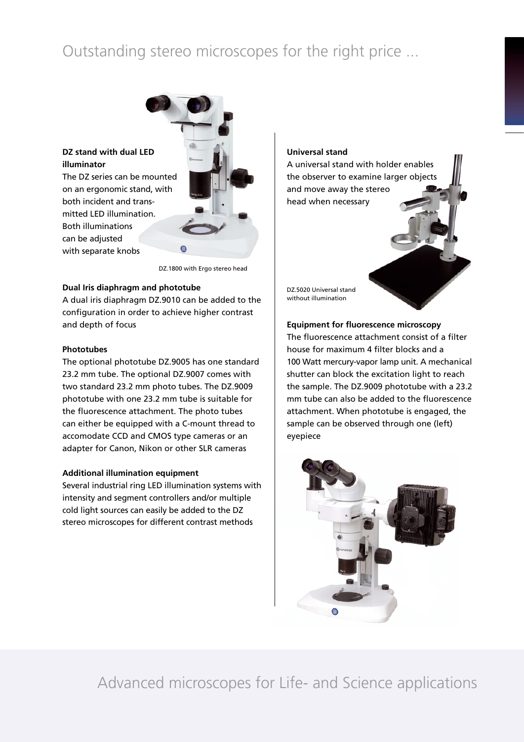# Outstanding stereo microscopes for the right price ...

**DZ stand with dual LED illuminator**

The DZ series can be mounted on an ergonomic stand, with both incident and transmitted LED illumination. Both illuminations can be adjusted with separate knobs

DZ.1800 with Ergo stereo head

**Dual Iris diaphragm and phototube**

A dual iris diaphragm DZ.9010 can be added to the configuration in order to achieve higher contrast and depth of focus

**Phototubes**

The optional phototube DZ.9005 has one standard 23.2 mm tube. The optional DZ.9007 comes with two standard 23.2 mm photo tubes. The DZ.9009 phototube with one 23.2 mm tube is suitable for the fluorescence attachment. The photo tubes can either be equipped with a C-mount thread to accomodate CCD and CMOS type cameras or an adapter for Canon, Nikon or other SLR cameras

**Additional illumination equipment**

Several industrial ring LED illumination systems with intensity and segment controllers and/or multiple cold light sources can easily be added to the DZ stereo microscopes for different contrast methods

**Universal stand**

A universal stand with holder enables the observer to examine larger objects and move away the stereo head when necessary

DZ.5020 Universal stand without illumination

**Equipment for fluorescence microscopy**

The fluorescence attachment consist of a filter house for maximum 4 filter blocks and a 100 Watt mercury-vapor lamp unit. A mechanical shutter can block the excitation light to reach the sample. The DZ.9009 phototube with a 23.2 mm tube can also be added to the fluorescence attachment. When phototube is engaged, the sample can be observed through one (left) eyepiece

Advanced microscopes for Life- and Science applications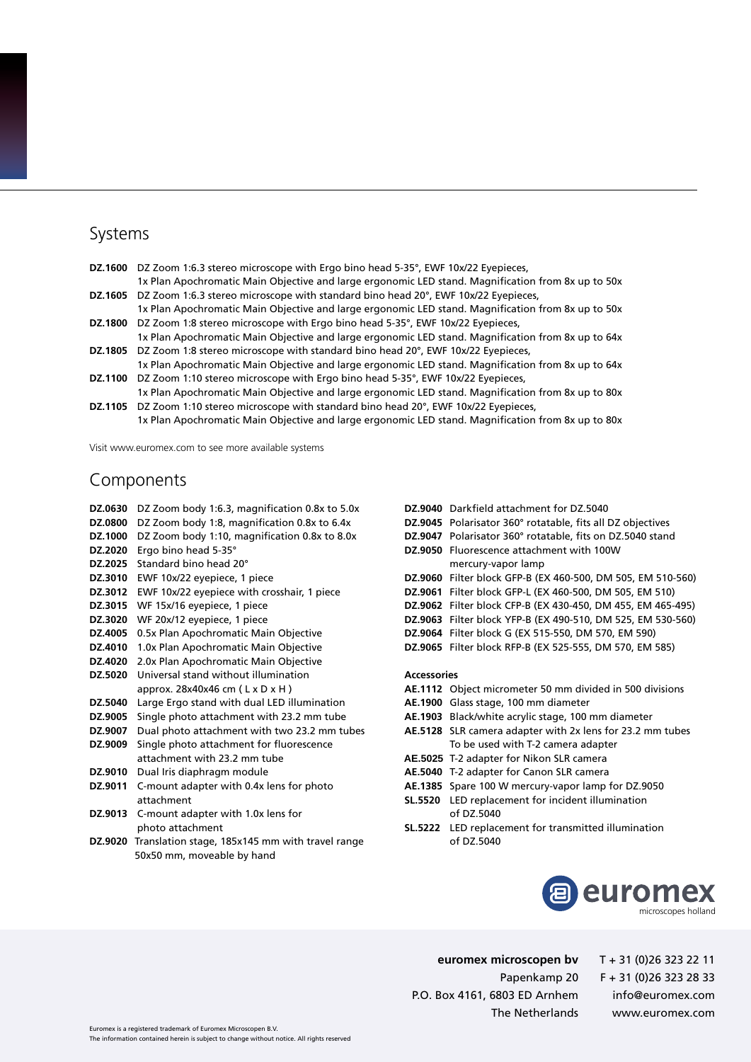## Systems

**DZ.1600** DZ Zoom 1:6.3 stereo microscope with Ergo bino head 5-35°, EWF 10x/22 Eyepieces, 1x Plan Apochromatic Main Objective and large ergonomic LED stand. Magnification from 8x up to 50x

**DZ.1605** DZ Zoom 1:6.3 stereo microscope with standard bino head 20°, EWF 10x/22 Eyepieces, 1x Plan Apochromatic Main Objective and large ergonomic LED stand. Magnification from 8x up to 50x

**DZ.1800** DZ Zoom 1:8 stereo microscope with Ergo bino head 5-35°, EWF 10x/22 Eyepieces, 1x Plan Apochromatic Main Objective and large ergonomic LED stand. Magnification from 8x up to 64x

**DZ.1805** DZ Zoom 1:8 stereo microscope with standard bino head 20°, EWF 10x/22 Eyepieces, 1x Plan Apochromatic Main Objective and large ergonomic LED stand. Magnification from 8x up to 64x

**DZ.1100** DZ Zoom 1:10 stereo microscope with Ergo bino head 5-35°, EWF 10x/22 Eyepieces, 1x Plan Apochromatic Main Objective and large ergonomic LED stand. Magnification from 8x up to 80x

**DZ.1105** DZ Zoom 1:10 stereo microscope with standard bino head 20°, EWF 10x/22 Eyepieces, 1x Plan Apochromatic Main Objective and large ergonomic LED stand. Magnification from 8x up to 80x

Visit www.euromex.com to see more available systems

## Components

**DZ.0630** DZ Zoom body 1:6.3, magnification 0.8x to 5.0x
**DZ.0800** DZ Zoom body 1:8, magnification 0.8x to 6.4x
**DZ.1000** DZ Zoom body 1:10, magnification 0.8x to 8.0x
**DZ.2020** Ergo bino head 5-35°
**DZ.2025** Standard bino head 20°
**DZ.3010** EWF 10x/22 eyepiece, 1 piece
**DZ.3012** EWF 10x/22 eyepiece with crosshair, 1 piece
**DZ.3015** WF 15x/16 eyepiece, 1 piece
**DZ.3020** WF 20x/12 eyepiece, 1 piece
**DZ.4005** 0.5x Plan Apochromatic Main Objective
**DZ.4010** 1.0x Plan Apochromatic Main Objective
**DZ.4020** 2.0x Plan Apochromatic Main Objective
**DZ.5020** Universal stand without illumination approx. 28x40x46 cm ( L x D x H )
**DZ.5040** Large Ergo stand with dual LED illumination
**DZ.9005** Single photo attachment with 23.2 mm tube
**DZ.9007** Dual photo attachment with two 23.2 mm tubes
**DZ.9009** Single photo attachment for fluorescence attachment with 23.2 mm tube
**DZ.9010** Dual Iris diaphragm module
**DZ.9011** C-mount adapter with 0.4x lens for photo attachment
**DZ.9013** C-mount adapter with 1.0x lens for photo attachment
**DZ.9020** Translation stage, 185x145 mm with travel range 50x50 mm, moveable by hand
**DZ.9040** Darkfield attachment for DZ.5040
**DZ.9045** Polarisator 360° rotatable, fits all DZ objectives
**DZ.9047** Polarisator 360° rotatable, fits on DZ.5040 stand
**DZ.9050** Fluorescence attachment with 100W mercury-vapor lamp
**DZ.9060** Filter block GFP-B (EX 460-500, DM 505, EM 510-560)
**DZ.9061** Filter block GFP-L (EX 460-500, DM 505, EM 510)
**DZ.9062** Filter block CFP-B (EX 430-450, DM 455, EM 465-495)
**DZ.9063** Filter block YFP-B (EX 490-510, DM 525, EM 530-560)
**DZ.9064** Filter block G (EX 515-550, DM 570, EM 590)
**DZ.9065** Filter block RFP-B (EX 525-555, DM 570, EM 585)

### Accessories

**AE.1112** Object micrometer 50 mm divided in 500 divisions
**AE.1900** Glass stage, 100 mm diameter
**AE.1903** Black/white acrylic stage, 100 mm diameter
**AE.5128** SLR camera adapter with 2x lens for 23.2 mm tubes To be used with T-2 camera adapter
**AE.5025** T-2 adapter for Nikon SLR camera
**AE.5040** T-2 adapter for Canon SLR camera
**AE.1385** Spare 100 W mercury-vapor lamp for DZ.9050
**SL.5520** LED replacement for incident illumination of DZ.5040
**SL.5222** LED replacement for transmitted illumination of DZ.5040

euromex microscopes holland

**euromex microscopen bv**
Papenkamp 20
P.O. Box 4161, 6803 ED Arnhem
The Netherlands

T + 31 (0)26 323 22 11
F + 31 (0)26 323 28 33
info@euromex.com
www.euromex.com

Euromex is a registered trademark of Euromex Microscopen B.V.
The information contained herein is subject to change without notice. All rights reserved